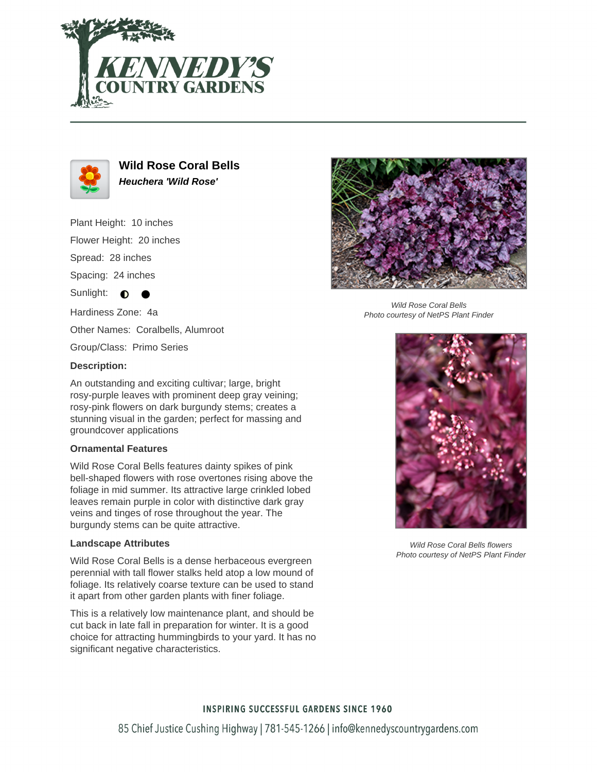# Wild Rose Coral Bells

***Heuchera 'Wild Rose'***

Plant Height: 10 inches

Flower Height: 20 inches

Spread: 28 inches

Spacing: 24 inches

Sunlight: ◐ ●

Hardiness Zone: 4a

Other Names: Coralbells, Alumroot

Group/Class: Primo Series

**Description:**

An outstanding and exciting cultivar; large, bright rosy-purple leaves with prominent deep gray veining; rosy-pink flowers on dark burgundy stems; creates a stunning visual in the garden; perfect for massing and groundcover applications

## Ornamental Features

Wild Rose Coral Bells features dainty spikes of pink bell-shaped flowers with rose overtones rising above the foliage in mid summer. Its attractive large crinkled lobed leaves remain purple in color with distinctive dark gray veins and tinges of rose throughout the year. The burgundy stems can be quite attractive.

## Landscape Attributes

Wild Rose Coral Bells is a dense herbaceous evergreen perennial with tall flower stalks held atop a low mound of foliage. Its relatively coarse texture can be used to stand it apart from other garden plants with finer foliage.

This is a relatively low maintenance plant, and should be cut back in late fall in preparation for winter. It is a good choice for attracting hummingbirds to your yard. It has no significant negative characteristics.

*Wild Rose Coral Bells*
*Photo courtesy of NetPS Plant Finder*

*Wild Rose Coral Bells flowers*
*Photo courtesy of NetPS Plant Finder*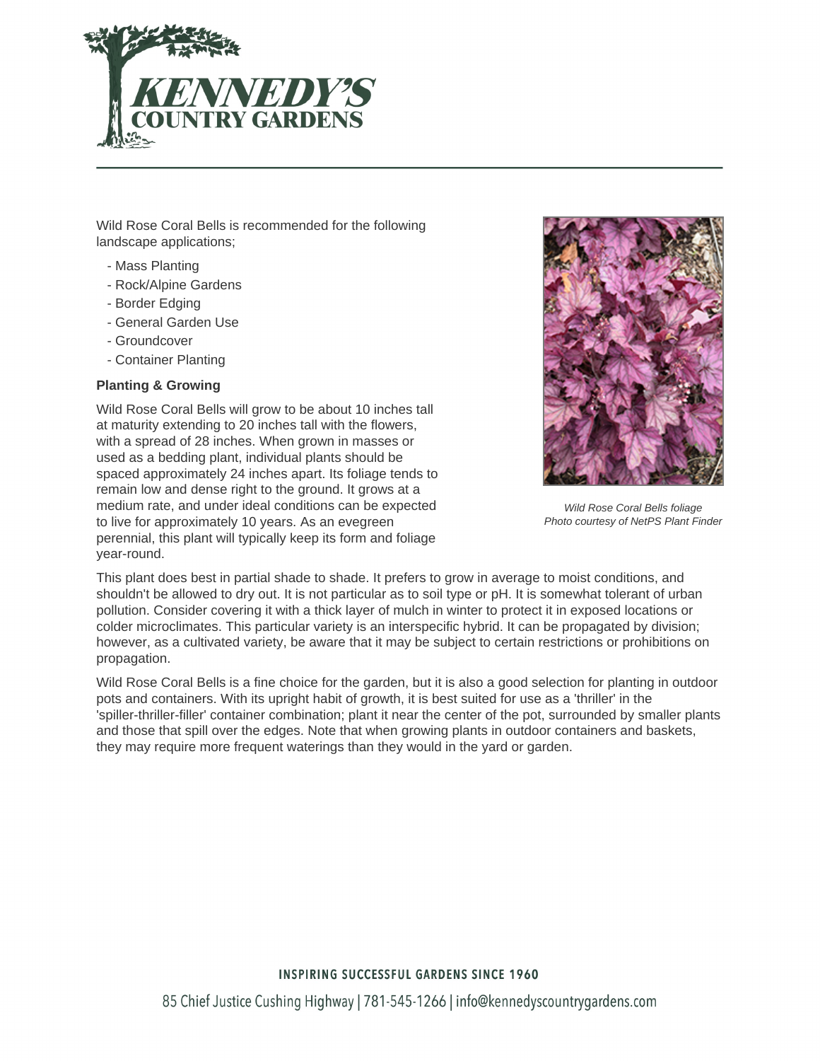Wild Rose Coral Bells is recommended for the following landscape applications;

- Mass Planting
- Rock/Alpine Gardens
- Border Edging
- General Garden Use
- Groundcover
- Container Planting

*Wild Rose Coral Bells foliage*
*Photo courtesy of NetPS Plant Finder*

**Planting & Growing**

Wild Rose Coral Bells will grow to be about 10 inches tall at maturity extending to 20 inches tall with the flowers, with a spread of 28 inches. When grown in masses or used as a bedding plant, individual plants should be spaced approximately 24 inches apart. Its foliage tends to remain low and dense right to the ground. It grows at a medium rate, and under ideal conditions can be expected to live for approximately 10 years. As an evegreen perennial, this plant will typically keep its form and foliage year-round.

This plant does best in partial shade to shade. It prefers to grow in average to moist conditions, and shouldn't be allowed to dry out. It is not particular as to soil type or pH. It is somewhat tolerant of urban pollution. Consider covering it with a thick layer of mulch in winter to protect it in exposed locations or colder microclimates. This particular variety is an interspecific hybrid. It can be propagated by division; however, as a cultivated variety, be aware that it may be subject to certain restrictions or prohibitions on propagation.

Wild Rose Coral Bells is a fine choice for the garden, but it is also a good selection for planting in outdoor pots and containers. With its upright habit of growth, it is best suited for use as a 'thriller' in the 'spiller-thriller-filler' container combination; plant it near the center of the pot, surrounded by smaller plants and those that spill over the edges. Note that when growing plants in outdoor containers and baskets, they may require more frequent waterings than they would in the yard or garden.